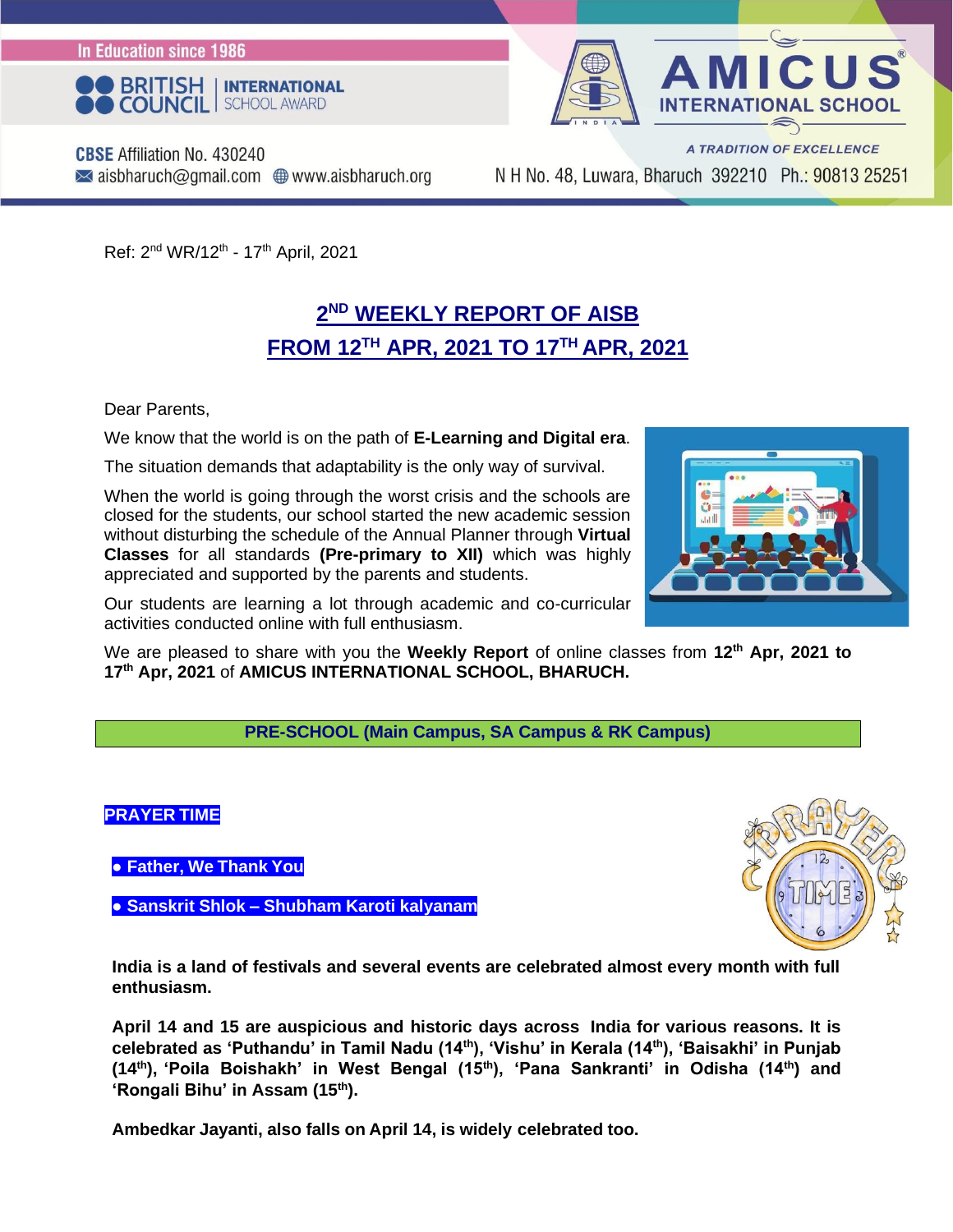In Education since 1986

BRITISH COUNCIL | INTERNATIONAL SCHOOL AWARD

**AMICUS INTERNATIONAL SCHOOL**

*A TRADITION OF EXCELLENCE*

**CBSE** Affiliation No. 430240
aisbharuch@gmail.com www.aisbharuch.org

N H No. 48, Luwara, Bharuch 392210 Ph.: 90813 25251

Ref: 2nd WR/12th - 17th April, 2021

# 2ND WEEKLY REPORT OF AISB FROM 12TH APR, 2021 TO 17TH APR, 2021

Dear Parents,

We know that the world is on the path of **E-Learning and Digital era**.

The situation demands that adaptability is the only way of survival.

When the world is going through the worst crisis and the schools are closed for the students, our school started the new academic session without disturbing the schedule of the Annual Planner through **Virtual Classes** for all standards **(Pre-primary to XII)** which was highly appreciated and supported by the parents and students.

Our students are learning a lot through academic and co-curricular activities conducted online with full enthusiasm.

We are pleased to share with you the **Weekly Report** of online classes from **12th Apr, 2021 to 17th Apr, 2021** of **AMICUS INTERNATIONAL SCHOOL, BHARUCH.**

## PRE-SCHOOL (Main Campus, SA Campus & RK Campus)

### PRAYER TIME

- **Father, We Thank You**
- **Sanskrit Shlok – Shubham Karoti kalyanam**

**India is a land of festivals and several events are celebrated almost every month with full enthusiasm.**

**April 14 and 15 are auspicious and historic days across India for various reasons. It is celebrated as 'Puthandu' in Tamil Nadu (14th), 'Vishu' in Kerala (14th), 'Baisakhi' in Punjab (14th), 'Poila Boishakh' in West Bengal (15th), 'Pana Sankranti' in Odisha (14th) and 'Rongali Bihu' in Assam (15th).**

**Ambedkar Jayanti, also falls on April 14, is widely celebrated too.**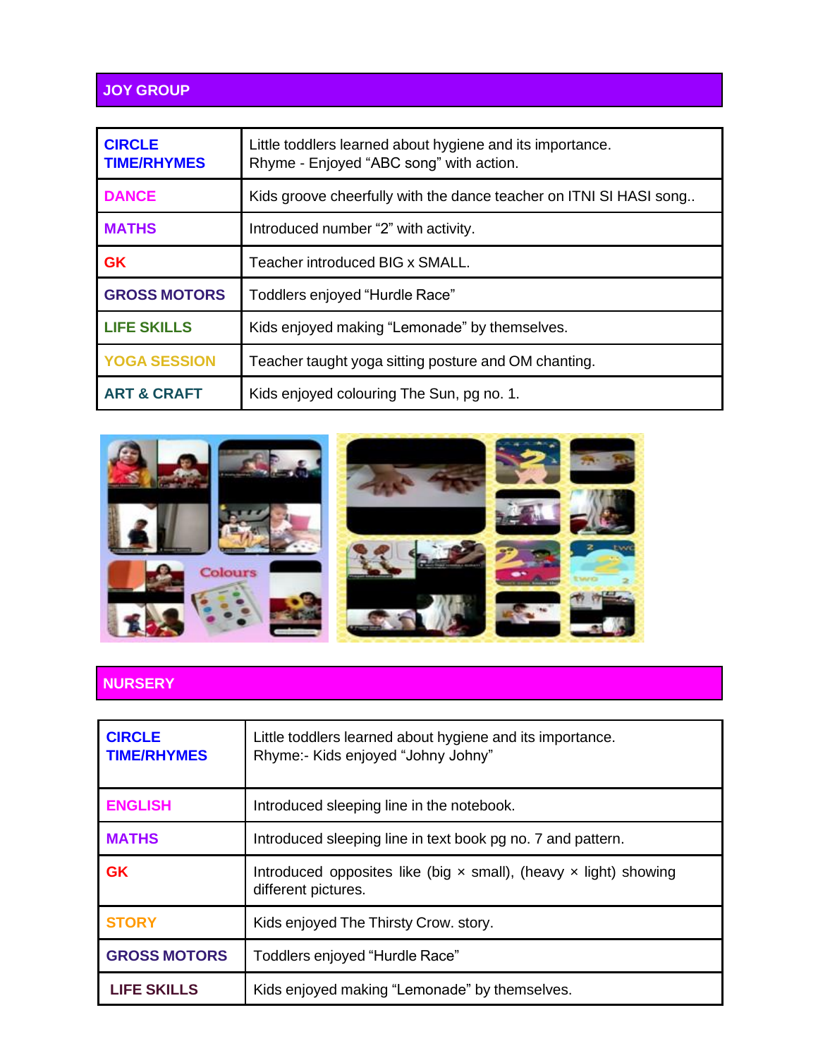## JOY GROUP

| | |
|---|---|
| **CIRCLE TIME/RHYMES** | Little toddlers learned about hygiene and its importance.<br>Rhyme - Enjoyed “ABC song” with action. |
| **DANCE** | Kids groove cheerfully with the dance teacher on ITNI SI HASI song.. |
| **MATHS** | Introduced number “2” with activity. |
| **GK** | Teacher introduced BIG x SMALL. |
| **GROSS MOTORS** | Toddlers enjoyed “Hurdle Race” |
| **LIFE SKILLS** | Kids enjoyed making “Lemonade” by themselves. |
| **YOGA SESSION** | Teacher taught yoga sitting posture and OM chanting. |
| **ART & CRAFT** | Kids enjoyed colouring The Sun, pg no. 1. |

## NURSERY

| | |
|---|---|
| **CIRCLE TIME/RHYMES** | Little toddlers learned about hygiene and its importance.<br>Rhyme:- Kids enjoyed “Johny Johny” |
| **ENGLISH** | Introduced sleeping line in the notebook. |
| **MATHS** | Introduced sleeping line in text book pg no. 7 and pattern. |
| **GK** | Introduced opposites like (big × small), (heavy × light) showing different pictures. |
| **STORY** | Kids enjoyed The Thirsty Crow. story. |
| **GROSS MOTORS** | Toddlers enjoyed “Hurdle Race” |
| **LIFE SKILLS** | Kids enjoyed making “Lemonade” by themselves. |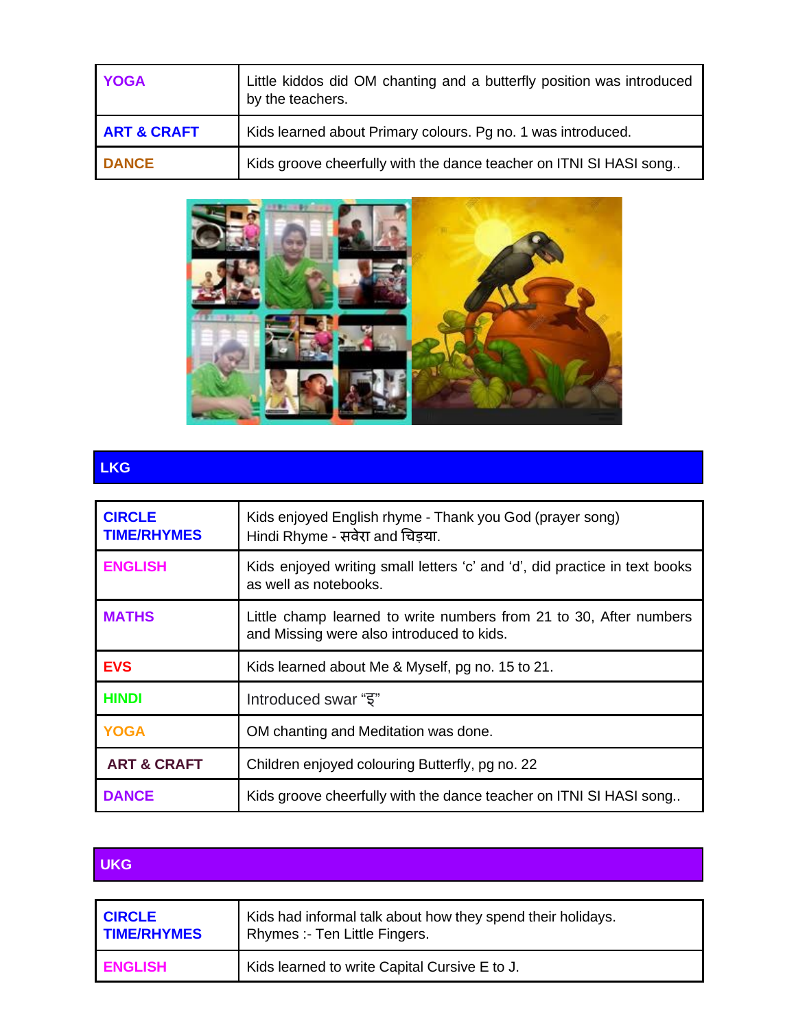| | |
|---|---|
| YOGA | Little kiddos did OM chanting and a butterfly position was introduced by the teachers. |
| ART & CRAFT | Kids learned about Primary colours. Pg no. 1 was introduced. |
| DANCE | Kids groove cheerfully with the dance teacher on ITNI SI HASI song.. |

## LKG

| | |
|---|---|
| CIRCLE TIME/RHYMES | Kids enjoyed English rhyme - Thank you God (prayer song)<br>Hindi Rhyme - सवेरा and चिड़या. |
| ENGLISH | Kids enjoyed writing small letters ‘c’ and ‘d’, did practice in text books as well as notebooks. |
| MATHS | Little champ learned to write numbers from 21 to 30, After numbers and Missing were also introduced to kids. |
| EVS | Kids learned about Me & Myself, pg no. 15 to 21. |
| HINDI | Introduced swar “इ” |
| YOGA | OM chanting and Meditation was done. |
| ART & CRAFT | Children enjoyed colouring Butterfly, pg no. 22 |
| DANCE | Kids groove cheerfully with the dance teacher on ITNI SI HASI song.. |

## UKG

| | |
|---|---|
| CIRCLE TIME/RHYMES | Kids had informal talk about how they spend their holidays.<br>Rhymes :- Ten Little Fingers. |
| ENGLISH | Kids learned to write Capital Cursive E to J. |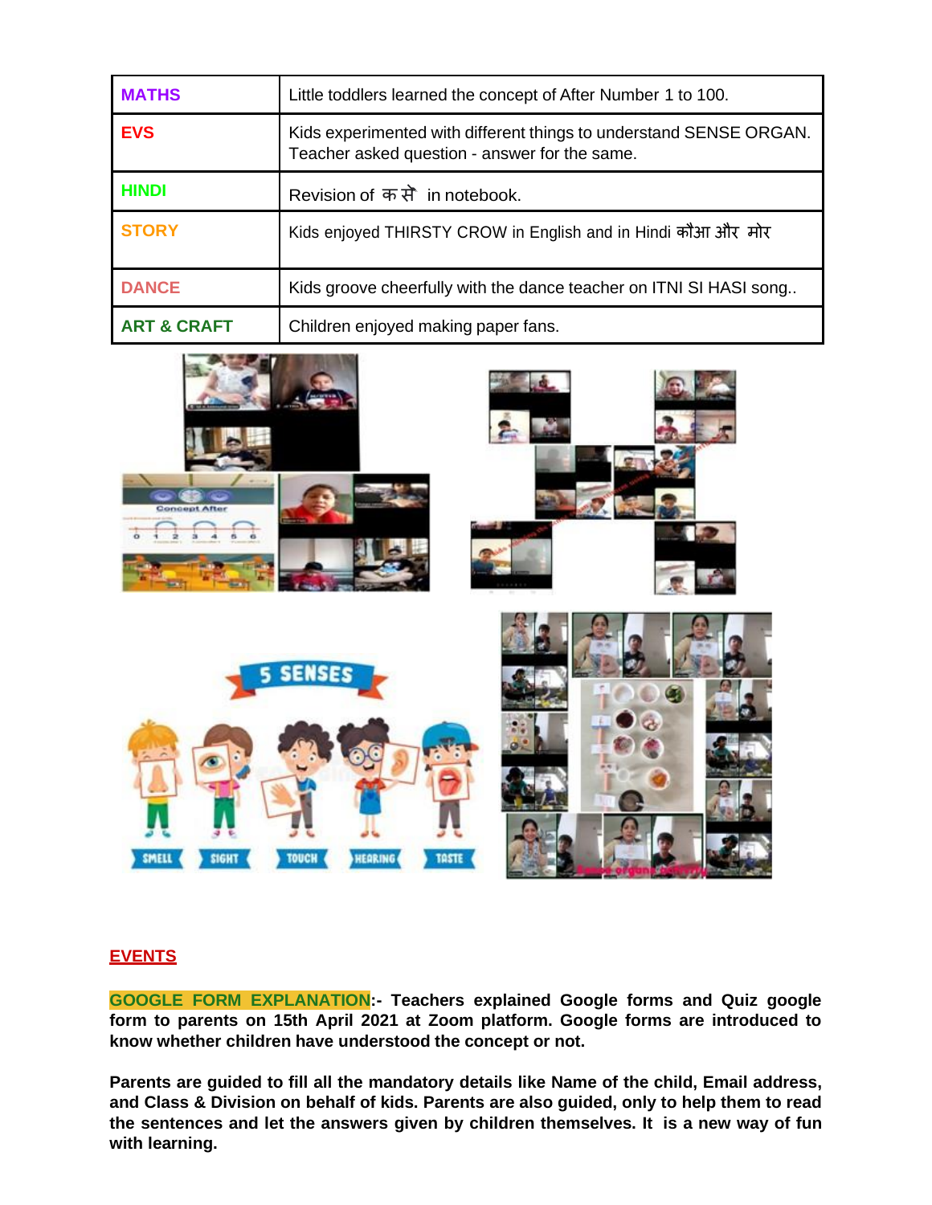| MATHS | Little toddlers learned the concept of After Number 1 to 100. |
|---|---|
| EVS | Kids experimented with different things to understand SENSE ORGAN. Teacher asked question - answer for the same. |
| HINDI | Revision of क से in notebook. |
| STORY | Kids enjoyed THIRSTY CROW in English and in Hindi कौआ और मोर |
| DANCE | Kids groove cheerfully with the dance teacher on ITNI SI HASI song.. |
| ART & CRAFT | Children enjoyed making paper fans. |

## EVENTS

**GOOGLE FORM EXPLANATION:- Teachers explained Google forms and Quiz google form to parents on 15th April 2021 at Zoom platform. Google forms are introduced to know whether children have understood the concept or not.**

**Parents are guided to fill all the mandatory details like Name of the child, Email address, and Class & Division on behalf of kids. Parents are also guided, only to help them to read the sentences and let the answers given by children themselves. It is a new way of fun with learning.**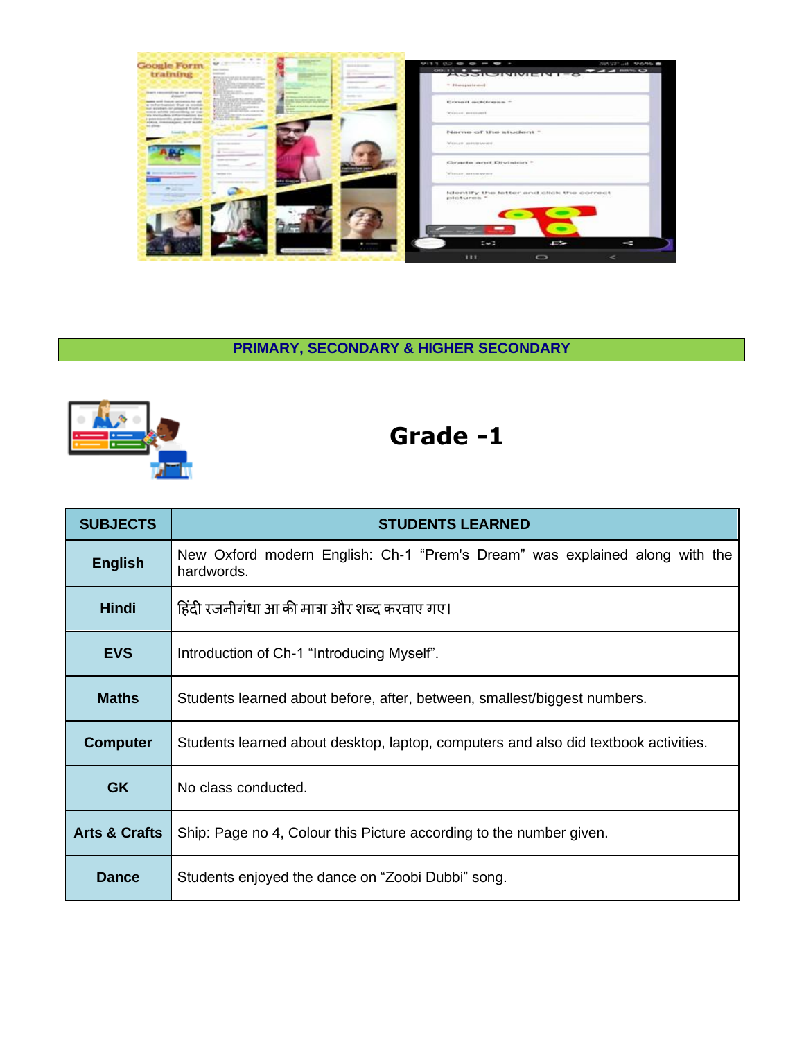**PRIMARY, SECONDARY & HIGHER SECONDARY**

## Grade -1

| SUBJECTS | STUDENTS LEARNED |
|---|---|
| **English** | New Oxford modern English: Ch-1 “Prem's Dream” was explained along with the hardwords. |
| **Hindi** | हिंदी रजनीगंधा आ की मात्रा और शब्द करवाए गए। |
| **EVS** | Introduction of Ch-1 “Introducing Myself”. |
| **Maths** | Students learned about before, after, between, smallest/biggest numbers. |
| **Computer** | Students learned about desktop, laptop, computers and also did textbook activities. |
| **GK** | No class conducted. |
| **Arts & Crafts** | Ship: Page no 4, Colour this Picture according to the number given. |
| **Dance** | Students enjoyed the dance on “Zoobi Dubbi” song. |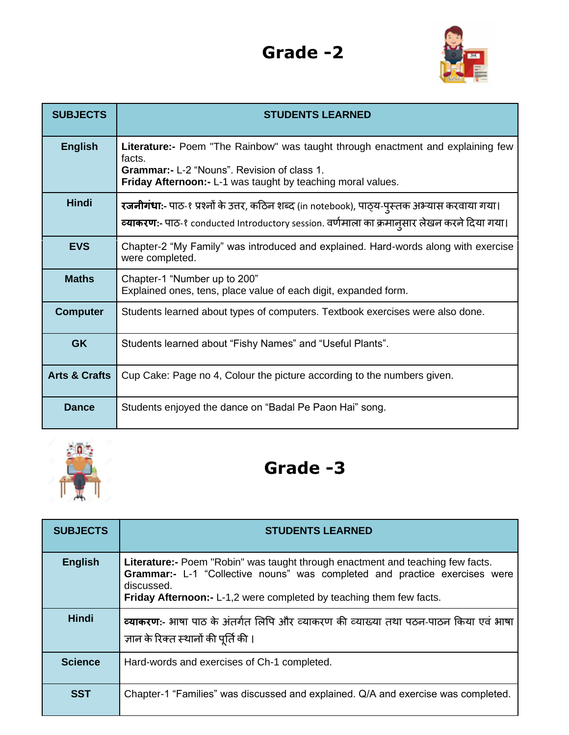# Grade -2

| SUBJECTS | STUDENTS LEARNED |
|---|---|
| English | **Literature:-** Poem "The Rainbow" was taught through enactment and explaining few facts.<br>**Grammar:-** L-2 "Nouns". Revision of class 1.<br>**Friday Afternoon:-** L-1 was taught by teaching moral values. |
| Hindi | **रजनीगंधा:-** पाठ-१ प्रश्नों के उत्तर, कठिन शब्द (in notebook), पाठ्य-पुस्तक अभ्यास करवाया गया।<br>**व्याकरण:-** पाठ-१ conducted Introductory session. वर्णमाला का क्रमानुसार लेखन करने दिया गया। |
| EVS | Chapter-2 "My Family" was introduced and explained. Hard-words along with exercise were completed. |
| Maths | Chapter-1 "Number up to 200"<br>Explained ones, tens, place value of each digit, expanded form. |
| Computer | Students learned about types of computers. Textbook exercises were also done. |
| GK | Students learned about "Fishy Names" and "Useful Plants". |
| Arts & Crafts | Cup Cake: Page no 4, Colour the picture according to the numbers given. |
| Dance | Students enjoyed the dance on "Badal Pe Paon Hai" song. |

# Grade -3

| SUBJECTS | STUDENTS LEARNED |
|---|---|
| English | **Literature:-** Poem "Robin" was taught through enactment and teaching few facts.<br>**Grammar:-** L-1 "Collective nouns" was completed and practice exercises were discussed.<br>**Friday Afternoon:-** L-1,2 were completed by teaching them few facts. |
| Hindi | **व्याकरण:-** भाषा पाठ के अंतर्गत लिपि और व्याकरण की व्याख्या तथा पठन-पाठन किया एवं भाषा ज्ञान के रिक्त स्थानों की पूर्ति की । |
| Science | Hard-words and exercises of Ch-1 completed. |
| SST | Chapter-1 "Families" was discussed and explained. Q/A and exercise was completed. |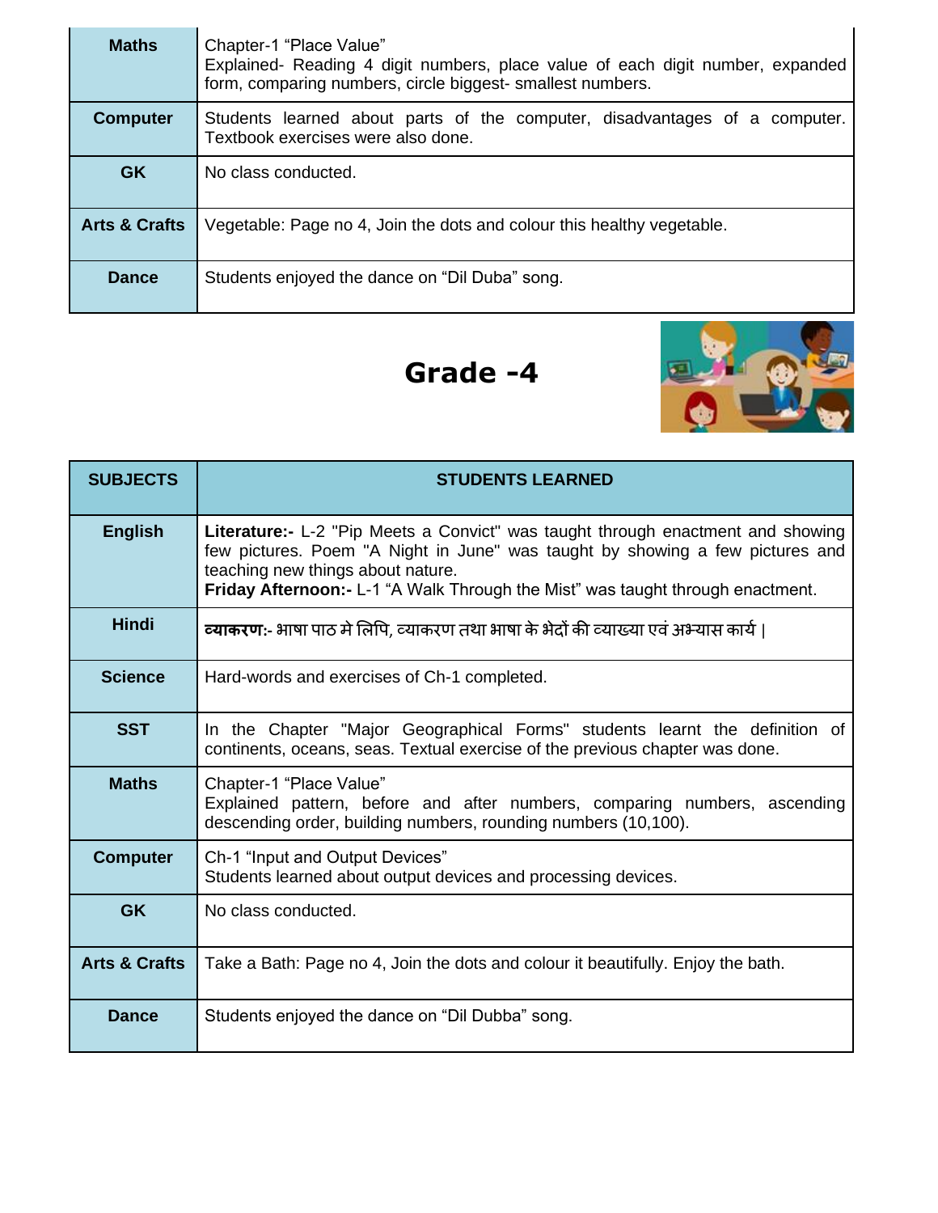| | |
|---|---|
| **Maths** | Chapter-1 "Place Value"<br>Explained- Reading 4 digit numbers, place value of each digit number, expanded form, comparing numbers, circle biggest- smallest numbers. |
| **Computer** | Students learned about parts of the computer, disadvantages of a computer. Textbook exercises were also done. |
| **GK** | No class conducted. |
| **Arts & Crafts** | Vegetable: Page no 4, Join the dots and colour this healthy vegetable. |
| **Dance** | Students enjoyed the dance on "Dil Duba" song. |

## Grade -4

| SUBJECTS | STUDENTS LEARNED |
|---|---|
| **English** | **Literature:-** L-2 "Pip Meets a Convict" was taught through enactment and showing few pictures. Poem "A Night in June" was taught by showing a few pictures and teaching new things about nature.<br>**Friday Afternoon:-** L-1 "A Walk Through the Mist" was taught through enactment. |
| **Hindi** | **व्याकरण:-** भाषा पाठ मे लिपि, व्याकरण तथा भाषा के भेदों की व्याख्या एवं अभ्यास कार्य। |
| **Science** | Hard-words and exercises of Ch-1 completed. |
| **SST** | In the Chapter "Major Geographical Forms" students learnt the definition of continents, oceans, seas. Textual exercise of the previous chapter was done. |
| **Maths** | Chapter-1 "Place Value"<br>Explained pattern, before and after numbers, comparing numbers, ascending descending order, building numbers, rounding numbers (10,100). |
| **Computer** | Ch-1 "Input and Output Devices"<br>Students learned about output devices and processing devices. |
| **GK** | No class conducted. |
| **Arts & Crafts** | Take a Bath: Page no 4, Join the dots and colour it beautifully. Enjoy the bath. |
| **Dance** | Students enjoyed the dance on "Dil Dubba" song. |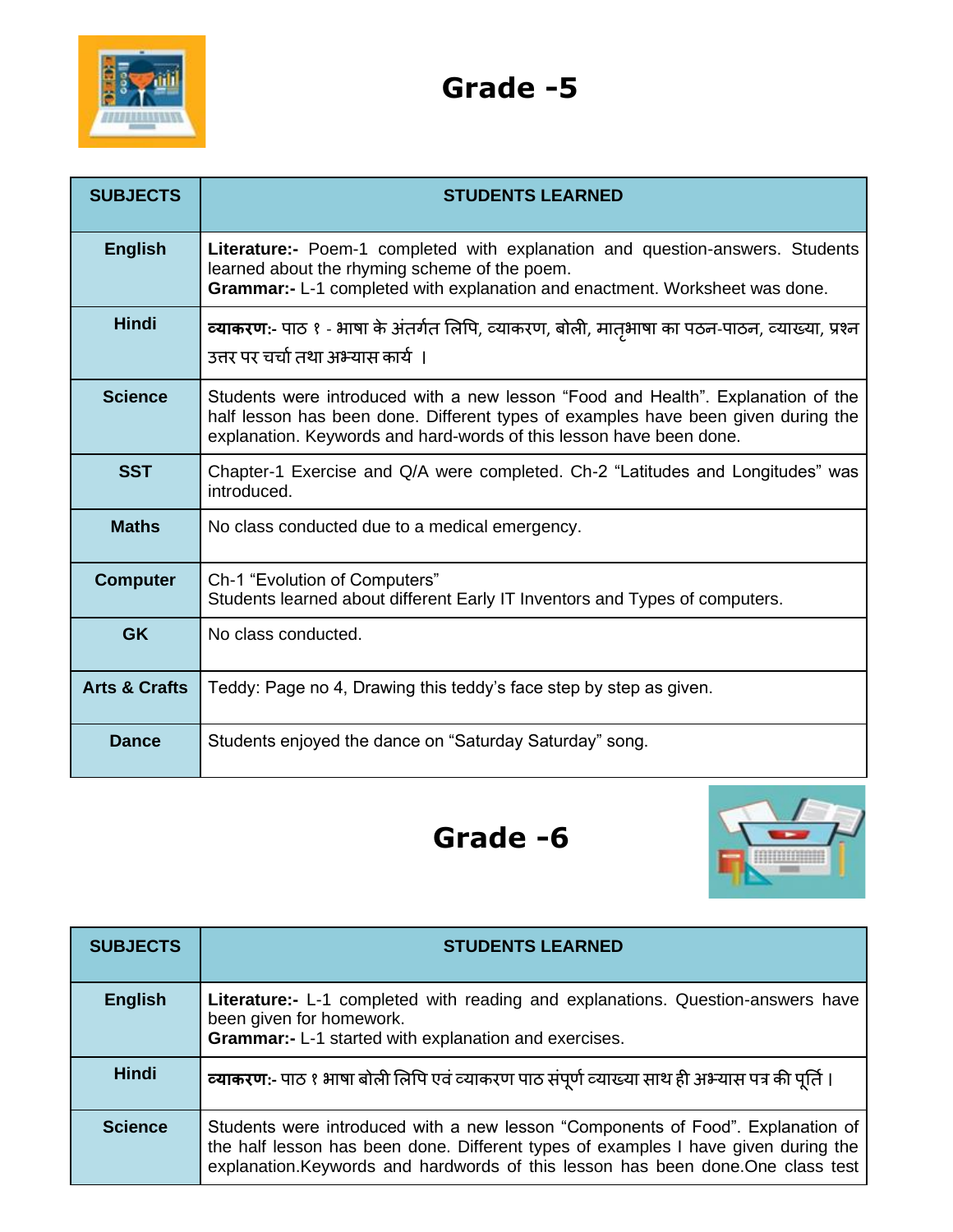## Grade -5

| SUBJECTS | STUDENTS LEARNED |
|---|---|
| English | **Literature:-** Poem-1 completed with explanation and question-answers. Students learned about the rhyming scheme of the poem.<br>**Grammar:-** L-1 completed with explanation and enactment. Worksheet was done. |
| Hindi | **व्याकरण**:- पाठ १ - भाषा के अंतर्गत लिपि, व्याकरण, बोली, मातृभाषा का पठन-पाठन, व्याख्या, प्रश्न उत्तर पर चर्चा तथा अभ्यास कार्य । |
| Science | Students were introduced with a new lesson “Food and Health”. Explanation of the half lesson has been done. Different types of examples have been given during the explanation. Keywords and hard-words of this lesson have been done. |
| SST | Chapter-1 Exercise and Q/A were completed. Ch-2 “Latitudes and Longitudes” was introduced. |
| Maths | No class conducted due to a medical emergency. |
| Computer | Ch-1 “Evolution of Computers”<br>Students learned about different Early IT Inventors and Types of computers. |
| GK | No class conducted. |
| Arts & Crafts | Teddy: Page no 4, Drawing this teddy’s face step by step as given. |
| Dance | Students enjoyed the dance on “Saturday Saturday” song. |

## Grade -6

| SUBJECTS | STUDENTS LEARNED |
|---|---|
| English | **Literature:-** L-1 completed with reading and explanations. Question-answers have been given for homework.<br>**Grammar:-** L-1 started with explanation and exercises. |
| Hindi | **व्याकरण**:- पाठ १ भाषा बोली लिपि एवं व्याकरण पाठ संपूर्ण व्याख्या साथ ही अभ्यास पत्र की पूर्ति। |
| Science | Students were introduced with a new lesson “Components of Food”. Explanation of the half lesson has been done. Different types of examples I have given during the explanation.Keywords and hardwords of this lesson has been done.One class test |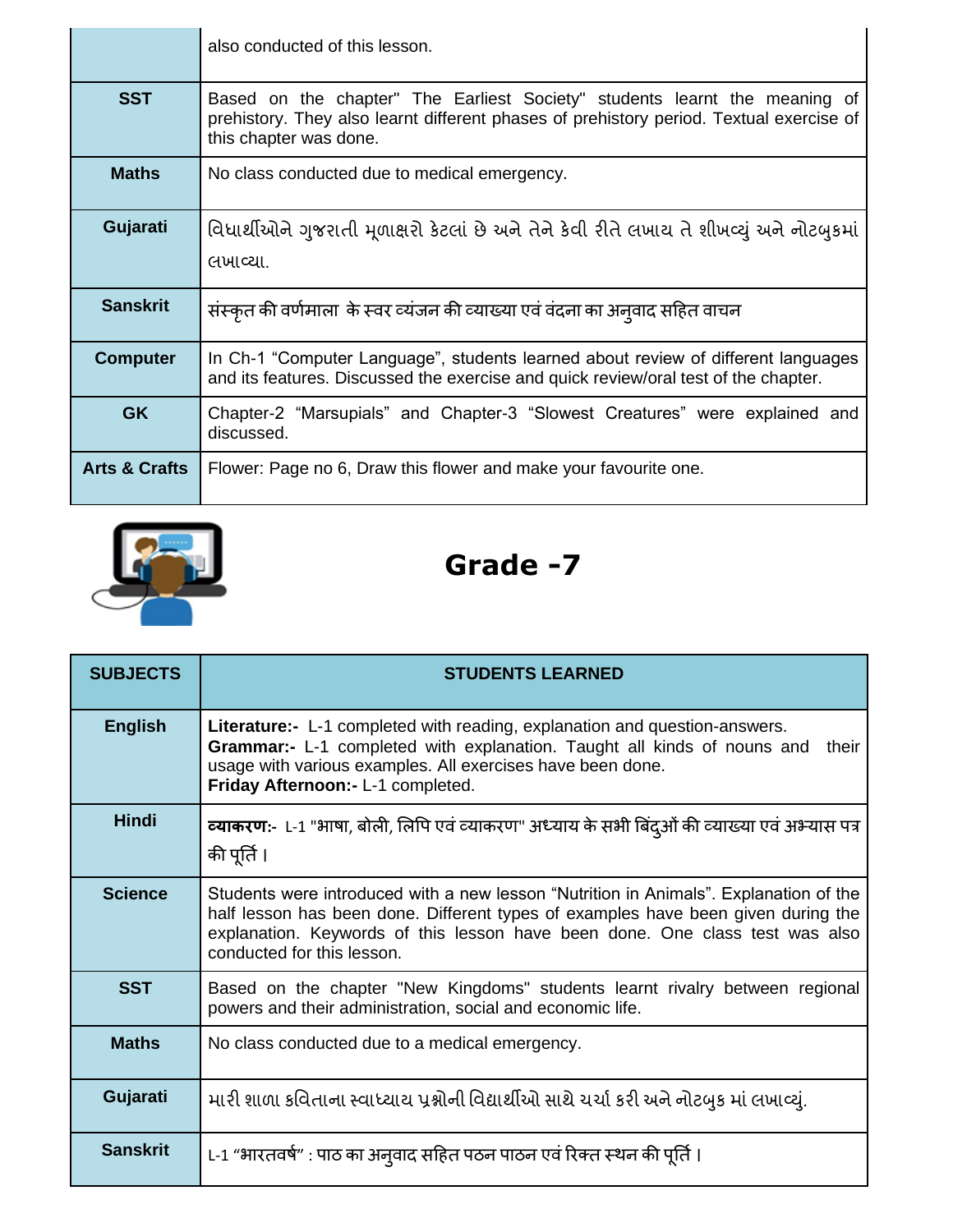| | |
|---|---|
| | also conducted of this lesson. |
| **SST** | Based on the chapter" The Earliest Society" students learnt the meaning of prehistory. They also learnt different phases of prehistory period. Textual exercise of this chapter was done. |
| **Maths** | No class conducted due to medical emergency. |
| **Gujarati** | વિદ્યાર્થીઓને ગુજરાતી મૂળાક્ષરો કેટલાં છે અને તેને કેવી રીતે લખાય તે શીખવ્યું અને નોટબુકમાં લખાવ્યા. |
| **Sanskrit** | संस्कृत की वर्णमाला के स्वर व्यंजन की व्याख्या एवं वंदना का अनुवाद सहित वाचन |
| **Computer** | In Ch-1 “Computer Language”, students learned about review of different languages and its features. Discussed the exercise and quick review/oral test of the chapter. |
| **GK** | Chapter-2 “Marsupials” and Chapter-3 “Slowest Creatures” were explained and discussed. |
| **Arts & Crafts** | Flower: Page no 6, Draw this flower and make your favourite one. |

## Grade -7

| SUBJECTS | STUDENTS LEARNED |
|---|---|
| **English** | **Literature:-** L-1 completed with reading, explanation and question-answers.<br>**Grammar:-** L-1 completed with explanation. Taught all kinds of nouns and their usage with various examples. All exercises have been done.<br>**Friday Afternoon:-** L-1 completed. |
| **Hindi** | **व्याकरण:-** L-1 "भाषा, बोली, लिपि एवं व्याकरण" अध्याय के सभी बिंदुओं की व्याख्या एवं अभ्यास पत्र की पूर्ति । |
| **Science** | Students were introduced with a new lesson “Nutrition in Animals”. Explanation of the half lesson has been done. Different types of examples have been given during the explanation. Keywords of this lesson have been done. One class test was also conducted for this lesson. |
| **SST** | Based on the chapter "New Kingdoms" students learnt rivalry between regional powers and their administration, social and economic life. |
| **Maths** | No class conducted due to a medical emergency. |
| **Gujarati** | મારી શાળા કવિતાના સ્વાધ્યાય પ્રશ્નોની વિદ્યાર્થીઓ સાથે ચર્ચા કરી અને નોટબુક માં લખાવ્યું. |
| **Sanskrit** | L-1 “भारतवर्ष” : पाठ का अनुवाद सहित पठन पाठन एवं रिक्त स्थन की पूर्ति । |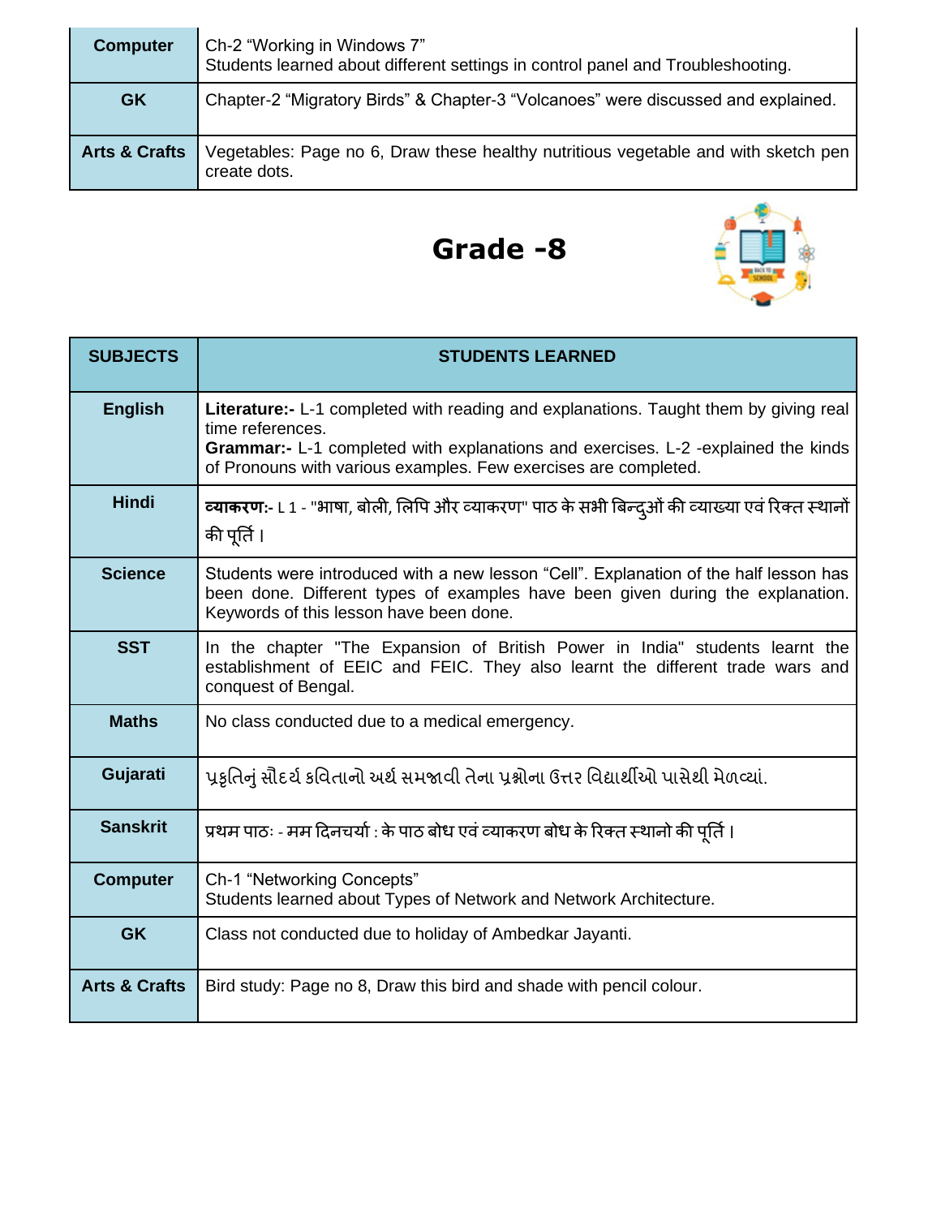| | |
|---|---|
| **Computer** | Ch-2 “Working in Windows 7”<br>Students learned about different settings in control panel and Troubleshooting. |
| **GK** | Chapter-2 “Migratory Birds” & Chapter-3 “Volcanoes” were discussed and explained. |
| **Arts & Crafts** | Vegetables: Page no 6, Draw these healthy nutritious vegetable and with sketch pen create dots. |

# Grade -8

| SUBJECTS | STUDENTS LEARNED |
|---|---|
| **English** | **Literature:-** L-1 completed with reading and explanations. Taught them by giving real time references.<br>**Grammar:-** L-1 completed with explanations and exercises. L-2 -explained the kinds of Pronouns with various examples. Few exercises are completed. |
| **Hindi** | **व्याकरण:-** L 1 - "भाषा, बोली, लिपि और व्याकरण" पाठ के सभी बिन्दुओं की व्याख्या एवं रिक्त स्थानों की पूर्ति। |
| **Science** | Students were introduced with a new lesson “Cell”. Explanation of the half lesson has been done. Different types of examples have been given during the explanation. Keywords of this lesson have been done. |
| **SST** | In the chapter "The Expansion of British Power in India" students learnt the establishment of EEIC and FEIC. They also learnt the different trade wars and conquest of Bengal. |
| **Maths** | No class conducted due to a medical emergency. |
| **Gujarati** | પ્રકૃતિનું સૌદર્ય કવિતાનો અર્થ સમજાવી તેના પ્રશ્નોના ઉત્તર વિદ્યાર્થીઓ પાસેથી મેળવ્યાં. |
| **Sanskrit** | प्रथम पाठः - मम दिनचर्या : के पाठ बोध एवं व्याकरण बोध के रिक्त स्थानो की पूर्ति। |
| **Computer** | Ch-1 “Networking Concepts”<br>Students learned about Types of Network and Network Architecture. |
| **GK** | Class not conducted due to holiday of Ambedkar Jayanti. |
| **Arts & Crafts** | Bird study: Page no 8, Draw this bird and shade with pencil colour. |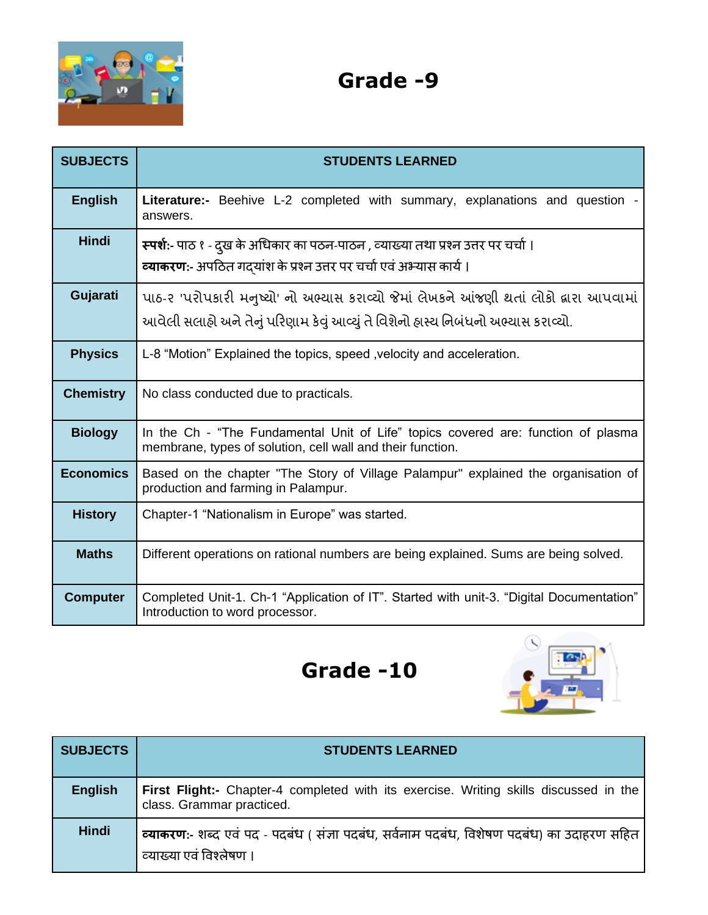## Grade -9

| SUBJECTS | STUDENTS LEARNED |
|---|---|
| **English** | **Literature:-** Beehive L-2 completed with summary, explanations and question - answers. |
| **Hindi** | **स्पर्श:-** पाठ १ - दुख के अधिकार का पठन-पाठन , व्याख्या तथा प्रश्न उत्तर पर चर्चा । **व्याकरण:-** अपठित गद्यांश के प्रश्न उत्तर पर चर्चा एवं अभ्यास कार्य । |
| **Gujarati** | પાઠ-૨ 'પરોપકારી મનુષ્યો' નો અભ્યાસ કરાવ્યો જેમાં લેખકને આંજણી થતાં લોકો દ્વારા આપવામાં આવેલી સલાહો અને તેનું પરિણામ કેવું આવ્યું તે વિશેનો હાસ્ય નિબંધનો અભ્યાસ કરાવ્યો. |
| **Physics** | L-8 "Motion" Explained the topics, speed ,velocity and acceleration. |
| **Chemistry** | No class conducted due to practicals. |
| **Biology** | In the Ch - "The Fundamental Unit of Life" topics covered are: function of plasma membrane, types of solution, cell wall and their function. |
| **Economics** | Based on the chapter "The Story of Village Palampur" explained the organisation of production and farming in Palampur. |
| **History** | Chapter-1 "Nationalism in Europe" was started. |
| **Maths** | Different operations on rational numbers are being explained. Sums are being solved. |
| **Computer** | Completed Unit-1. Ch-1 "Application of IT". Started with unit-3. "Digital Documentation" Introduction to word processor. |

## Grade -10

| SUBJECTS | STUDENTS LEARNED |
|---|---|
| **English** | **First Flight:-** Chapter-4 completed with its exercise. Writing skills discussed in the class. Grammar practiced. |
| **Hindi** | **व्याकरण:-** शब्द एवं पद - पदबंध ( संज्ञा पदबंध, सर्वनाम पदबंध, विशेषण पदबंध) का उदाहरण सहित व्याख्या एवं विश्लेषण । |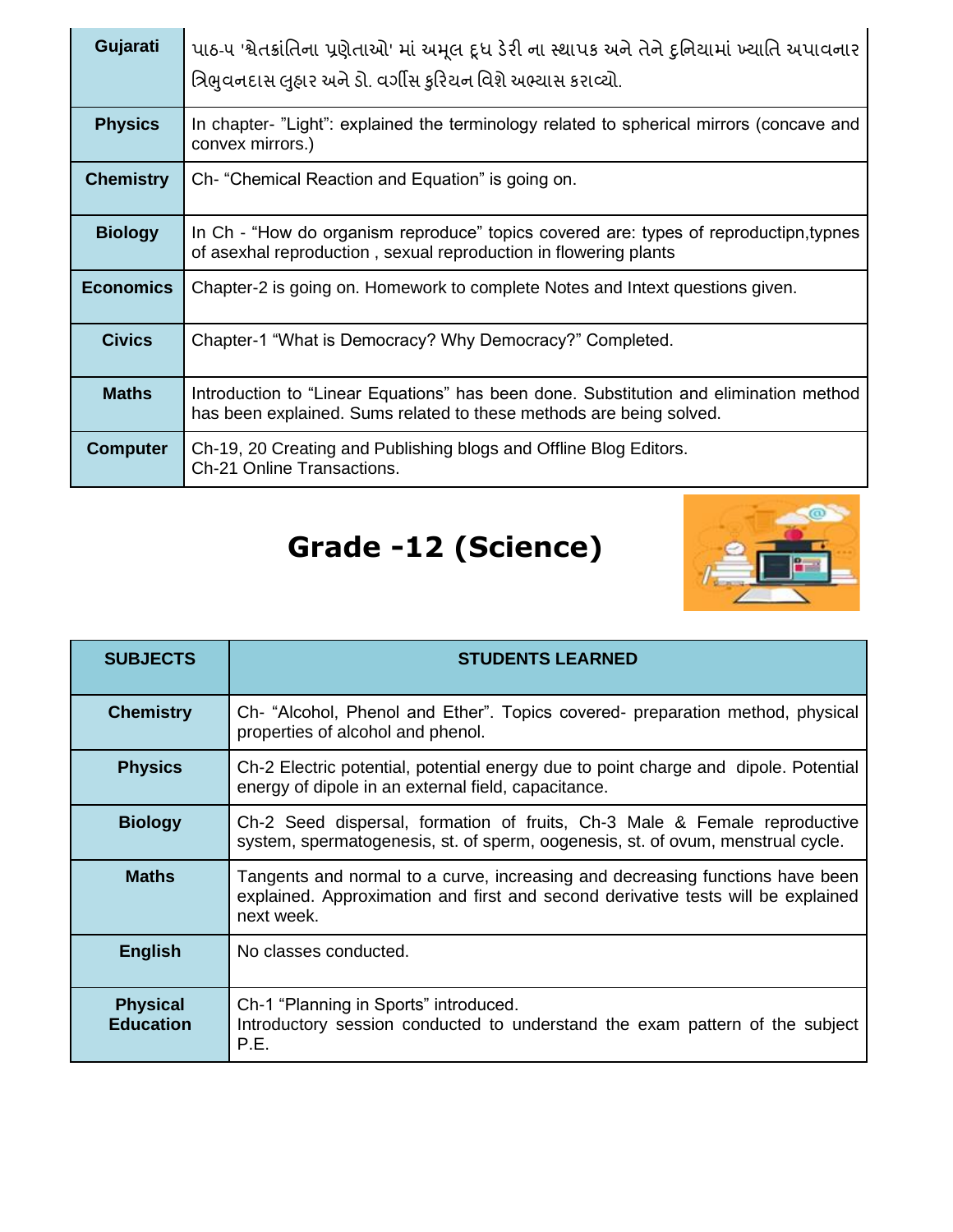| | |
|---|---|
| **Gujarati** | પાઠ-૫ 'શ્વેતક્રાંતિના પ્રણેતાઓ' માં અમૂલ દૂધ ડેરી ના સ્થાપક અને તેને દુનિયામાં ખ્યાતિ અપાવનાર ત્રિભુવનદાસ લુહાર અને ડો. વર્ગીસ કુરિયન વિશે અભ્યાસ કરાવ્યો. |
| **Physics** | In chapter- "Light": explained the terminology related to spherical mirrors (concave and convex mirrors.) |
| **Chemistry** | Ch- "Chemical Reaction and Equation" is going on. |
| **Biology** | In Ch - "How do organism reproduce" topics covered are: types of reproductipn,typnes of asexhal reproduction , sexual reproduction in flowering plants |
| **Economics** | Chapter-2 is going on. Homework to complete Notes and Intext questions given. |
| **Civics** | Chapter-1 "What is Democracy? Why Democracy?" Completed. |
| **Maths** | Introduction to "Linear Equations" has been done. Substitution and elimination method has been explained. Sums related to these methods are being solved. |
| **Computer** | Ch-19, 20 Creating and Publishing blogs and Offline Blog Editors.<br>Ch-21 Online Transactions. |

# Grade -12 (Science)

| SUBJECTS | STUDENTS LEARNED |
|---|---|
| **Chemistry** | Ch- "Alcohol, Phenol and Ether". Topics covered- preparation method, physical properties of alcohol and phenol. |
| **Physics** | Ch-2 Electric potential, potential energy due to point charge and dipole. Potential energy of dipole in an external field, capacitance. |
| **Biology** | Ch-2 Seed dispersal, formation of fruits, Ch-3 Male & Female reproductive system, spermatogenesis, st. of sperm, oogenesis, st. of ovum, menstrual cycle. |
| **Maths** | Tangents and normal to a curve, increasing and decreasing functions have been explained. Approximation and first and second derivative tests will be explained next week. |
| **English** | No classes conducted. |
| **Physical Education** | Ch-1 "Planning in Sports" introduced.<br>Introductory session conducted to understand the exam pattern of the subject P.E. |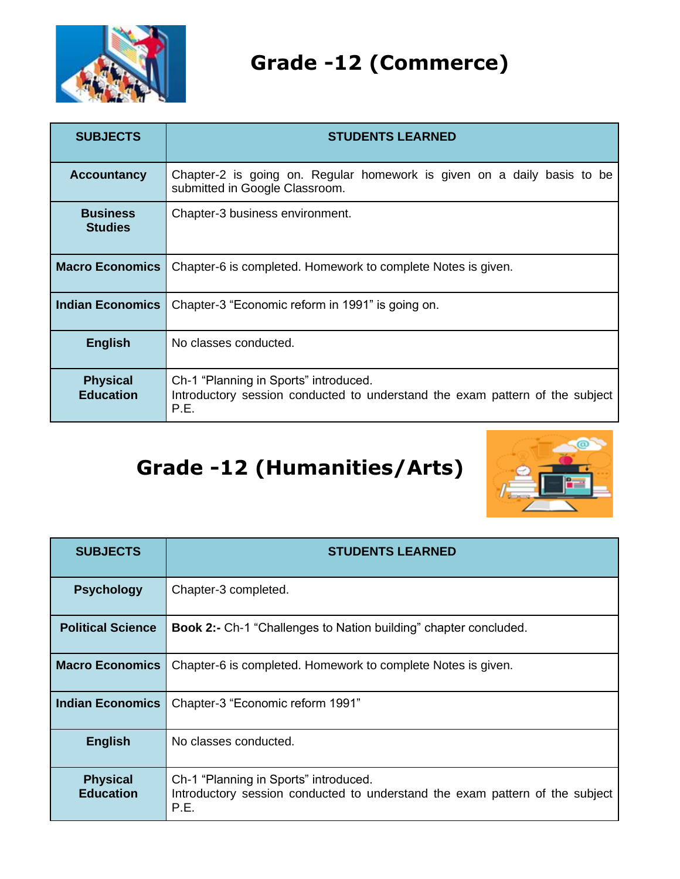# Grade -12 (Commerce)

| SUBJECTS | STUDENTS LEARNED |
|---|---|
| **Accountancy** | Chapter-2 is going on. Regular homework is given on a daily basis to be submitted in Google Classroom. |
| **Business Studies** | Chapter-3 business environment. |
| **Macro Economics** | Chapter-6 is completed. Homework to complete Notes is given. |
| **Indian Economics** | Chapter-3 "Economic reform in 1991" is going on. |
| **English** | No classes conducted. |
| **Physical Education** | Ch-1 "Planning in Sports" introduced.<br>Introductory session conducted to understand the exam pattern of the subject P.E. |

# Grade -12 (Humanities/Arts)

| SUBJECTS | STUDENTS LEARNED |
|---|---|
| **Psychology** | Chapter-3 completed. |
| **Political Science** | **Book 2:-** Ch-1 "Challenges to Nation building" chapter concluded. |
| **Macro Economics** | Chapter-6 is completed. Homework to complete Notes is given. |
| **Indian Economics** | Chapter-3 "Economic reform 1991" |
| **English** | No classes conducted. |
| **Physical Education** | Ch-1 "Planning in Sports" introduced.<br>Introductory session conducted to understand the exam pattern of the subject P.E. |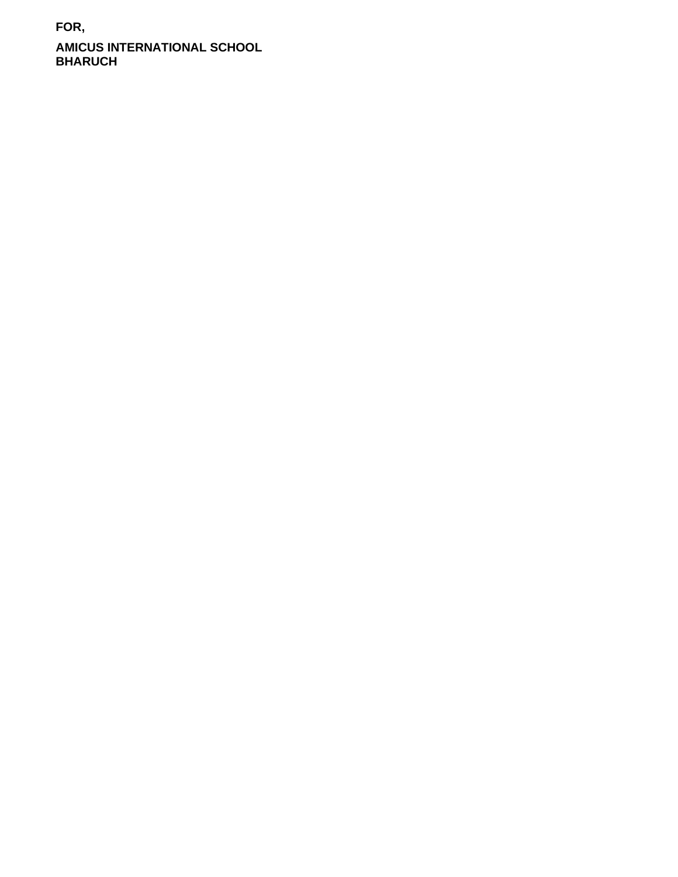**FOR,**

**AMICUS INTERNATIONAL SCHOOL**
**BHARUCH**